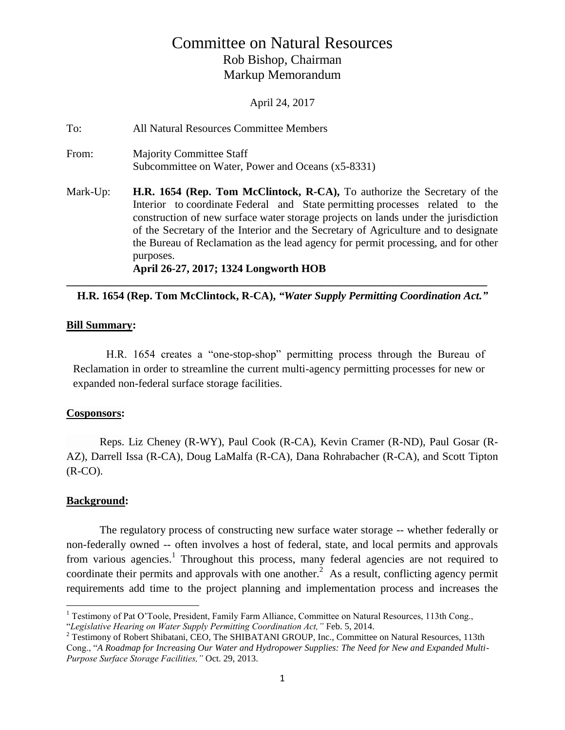# Committee on Natural Resources

Rob Bishop, Chairman

Markup Memorandum

April 24, 2017

To: All Natural Resources Committee Members

From: Majority Committee Staff
Subcommittee on Water, Power and Oceans (x5-8331)

Mark-Up: **H.R. 1654 (Rep. Tom McClintock, R-CA),** To authorize the Secretary of the Interior to coordinate Federal and State permitting processes related to the construction of new surface water storage projects on lands under the jurisdiction of the Secretary of the Interior and the Secretary of Agriculture and to designate the Bureau of Reclamation as the lead agency for permit processing, and for other purposes.
**April 26-27, 2017; 1324 Longworth HOB**

---

**H.R. 1654 (Rep. Tom McClintock, R-CA), *"Water Supply Permitting Coordination Act."***

**Bill Summary:**

H.R. 1654 creates a "one-stop-shop" permitting process through the Bureau of Reclamation in order to streamline the current multi-agency permitting processes for new or expanded non-federal surface storage facilities.

**Cosponsors:**

Reps. Liz Cheney (R-WY), Paul Cook (R-CA), Kevin Cramer (R-ND), Paul Gosar (R-AZ), Darrell Issa (R-CA), Doug LaMalfa (R-CA), Dana Rohrabacher (R-CA), and Scott Tipton (R-CO).

**Background:**

The regulatory process of constructing new surface water storage -- whether federally or non-federally owned -- often involves a host of federal, state, and local permits and approvals from various agencies.[1] Throughout this process, many federal agencies are not required to coordinate their permits and approvals with one another.[2] As a result, conflicting agency permit requirements add time to the project planning and implementation process and increases the

---

[1] Testimony of Pat O'Toole, President, Family Farm Alliance, Committee on Natural Resources, 113th Cong., "*Legislative Hearing on Water Supply Permitting Coordination Act,*" Feb. 5, 2014.

[2] Testimony of Robert Shibatani, CEO, The SHIBATANI GROUP, Inc., Committee on Natural Resources, 113th Cong., "*A Roadmap for Increasing Our Water and Hydropower Supplies: The Need for New and Expanded Multi-Purpose Surface Storage Facilities,*" Oct. 29, 2013.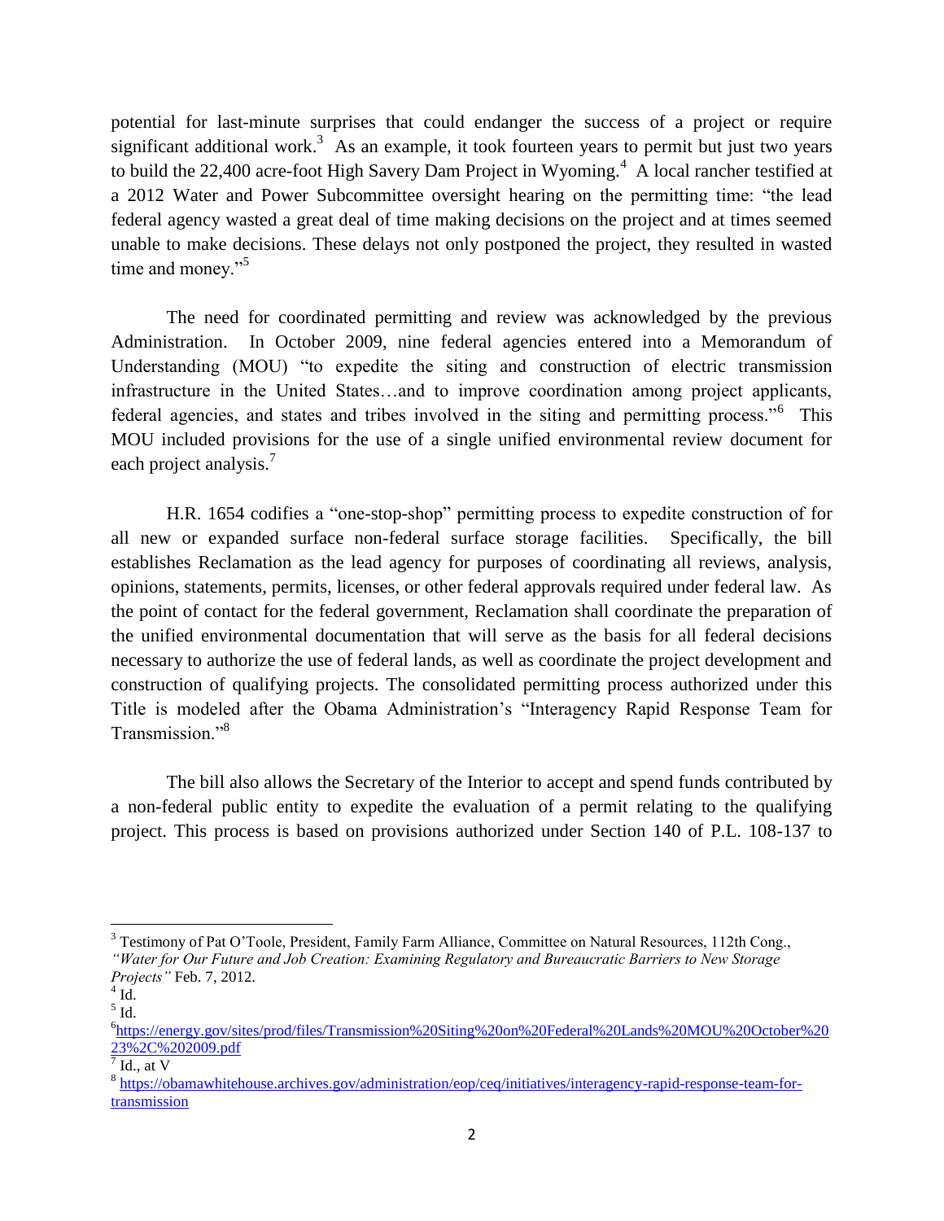potential for last-minute surprises that could endanger the success of a project or require significant additional work.[3] As an example, it took fourteen years to permit but just two years to build the 22,400 acre-foot High Savery Dam Project in Wyoming.[4] A local rancher testified at a 2012 Water and Power Subcommittee oversight hearing on the permitting time: "the lead federal agency wasted a great deal of time making decisions on the project and at times seemed unable to make decisions. These delays not only postponed the project, they resulted in wasted time and money."[5]

The need for coordinated permitting and review was acknowledged by the previous Administration. In October 2009, nine federal agencies entered into a Memorandum of Understanding (MOU) "to expedite the siting and construction of electric transmission infrastructure in the United States…and to improve coordination among project applicants, federal agencies, and states and tribes involved in the siting and permitting process."[6] This MOU included provisions for the use of a single unified environmental review document for each project analysis.[7]

H.R. 1654 codifies a "one-stop-shop" permitting process to expedite construction of for all new or expanded surface non-federal surface storage facilities. Specifically, the bill establishes Reclamation as the lead agency for purposes of coordinating all reviews, analysis, opinions, statements, permits, licenses, or other federal approvals required under federal law. As the point of contact for the federal government, Reclamation shall coordinate the preparation of the unified environmental documentation that will serve as the basis for all federal decisions necessary to authorize the use of federal lands, as well as coordinate the project development and construction of qualifying projects. The consolidated permitting process authorized under this Title is modeled after the Obama Administration's "Interagency Rapid Response Team for Transmission."[8]

The bill also allows the Secretary of the Interior to accept and spend funds contributed by a non-federal public entity to expedite the evaluation of a permit relating to the qualifying project. This process is based on provisions authorized under Section 140 of P.L. 108-137 to

---

[3] Testimony of Pat O'Toole, President, Family Farm Alliance, Committee on Natural Resources, 112th Cong., *"Water for Our Future and Job Creation: Examining Regulatory and Bureaucratic Barriers to New Storage Projects"* Feb. 7, 2012.

[4] Id.

[5] Id.

[6] https://energy.gov/sites/prod/files/Transmission%20Siting%20on%20Federal%20Lands%20MOU%20October%2023%2C%202009.pdf

[7] Id., at V

[8] https://obamawhitehouse.archives.gov/administration/eop/ceq/initiatives/interagency-rapid-response-team-for-transmission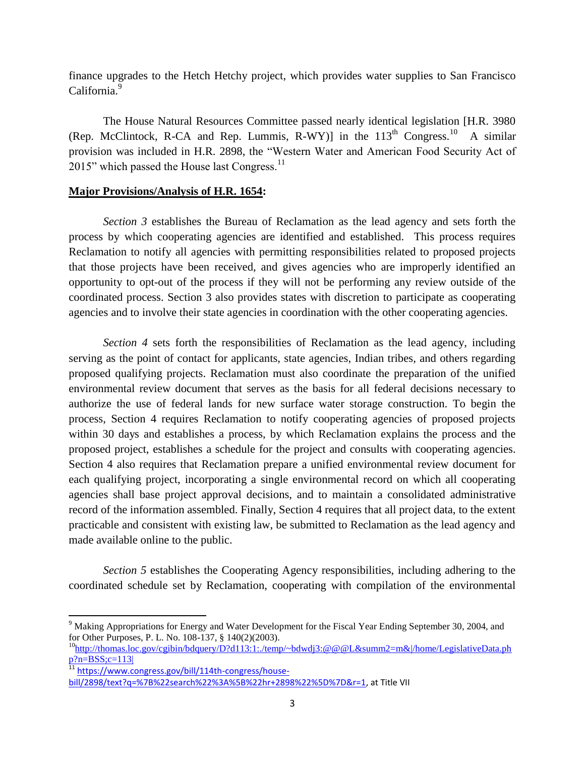finance upgrades to the Hetch Hetchy project, which provides water supplies to San Francisco California.[9]

The House Natural Resources Committee passed nearly identical legislation [H.R. 3980 (Rep. McClintock, R-CA and Rep. Lummis, R-WY)] in the 113th Congress.[10] A similar provision was included in H.R. 2898, the "Western Water and American Food Security Act of 2015" which passed the House last Congress.[11]

**Major Provisions/Analysis of H.R. 1654:**

*Section 3* establishes the Bureau of Reclamation as the lead agency and sets forth the process by which cooperating agencies are identified and established. This process requires Reclamation to notify all agencies with permitting responsibilities related to proposed projects that those projects have been received, and gives agencies who are improperly identified an opportunity to opt-out of the process if they will not be performing any review outside of the coordinated process. Section 3 also provides states with discretion to participate as cooperating agencies and to involve their state agencies in coordination with the other cooperating agencies.

*Section 4* sets forth the responsibilities of Reclamation as the lead agency, including serving as the point of contact for applicants, state agencies, Indian tribes, and others regarding proposed qualifying projects. Reclamation must also coordinate the preparation of the unified environmental review document that serves as the basis for all federal decisions necessary to authorize the use of federal lands for new surface water storage construction. To begin the process, Section 4 requires Reclamation to notify cooperating agencies of proposed projects within 30 days and establishes a process, by which Reclamation explains the process and the proposed project, establishes a schedule for the project and consults with cooperating agencies. Section 4 also requires that Reclamation prepare a unified environmental review document for each qualifying project, incorporating a single environmental record on which all cooperating agencies shall base project approval decisions, and to maintain a consolidated administrative record of the information assembled. Finally, Section 4 requires that all project data, to the extent practicable and consistent with existing law, be submitted to Reclamation as the lead agency and made available online to the public.

*Section 5* establishes the Cooperating Agency responsibilities, including adhering to the coordinated schedule set by Reclamation, cooperating with compilation of the environmental

---

[9] Making Appropriations for Energy and Water Development for the Fiscal Year Ending September 30, 2004, and for Other Purposes, P. L. No. 108-137, § 140(2)(2003).

[10] http://thomas.loc.gov/cgibin/bdquery/D?d113:1:./temp/~bdwdj3:@@@L&summ2=m&|/home/LegislativeData.php?n=BSS;c=113|

[11] https://www.congress.gov/bill/114th-congress/house-bill/2898/text?q=%7B%22search%22%3A%5B%22hr+2898%22%5D%7D&r=1, at Title VII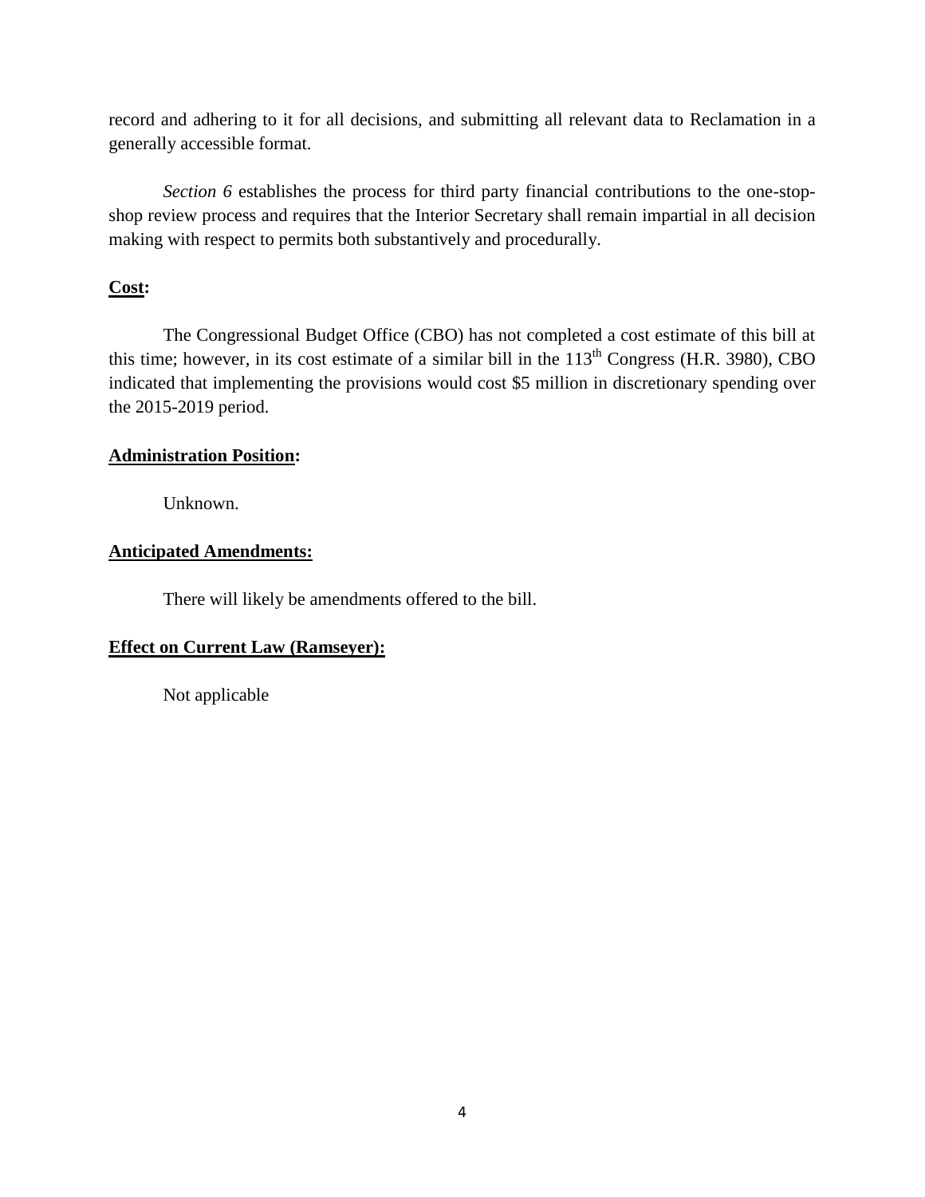record and adhering to it for all decisions, and submitting all relevant data to Reclamation in a generally accessible format.

*Section 6* establishes the process for third party financial contributions to the one-stop-shop review process and requires that the Interior Secretary shall remain impartial in all decision making with respect to permits both substantively and procedurally.

**Cost:**

The Congressional Budget Office (CBO) has not completed a cost estimate of this bill at this time; however, in its cost estimate of a similar bill in the 113th Congress (H.R. 3980), CBO indicated that implementing the provisions would cost $5 million in discretionary spending over the 2015-2019 period.

**Administration Position:**

Unknown.

**Anticipated Amendments:**

There will likely be amendments offered to the bill.

**Effect on Current Law (Ramseyer):**

Not applicable